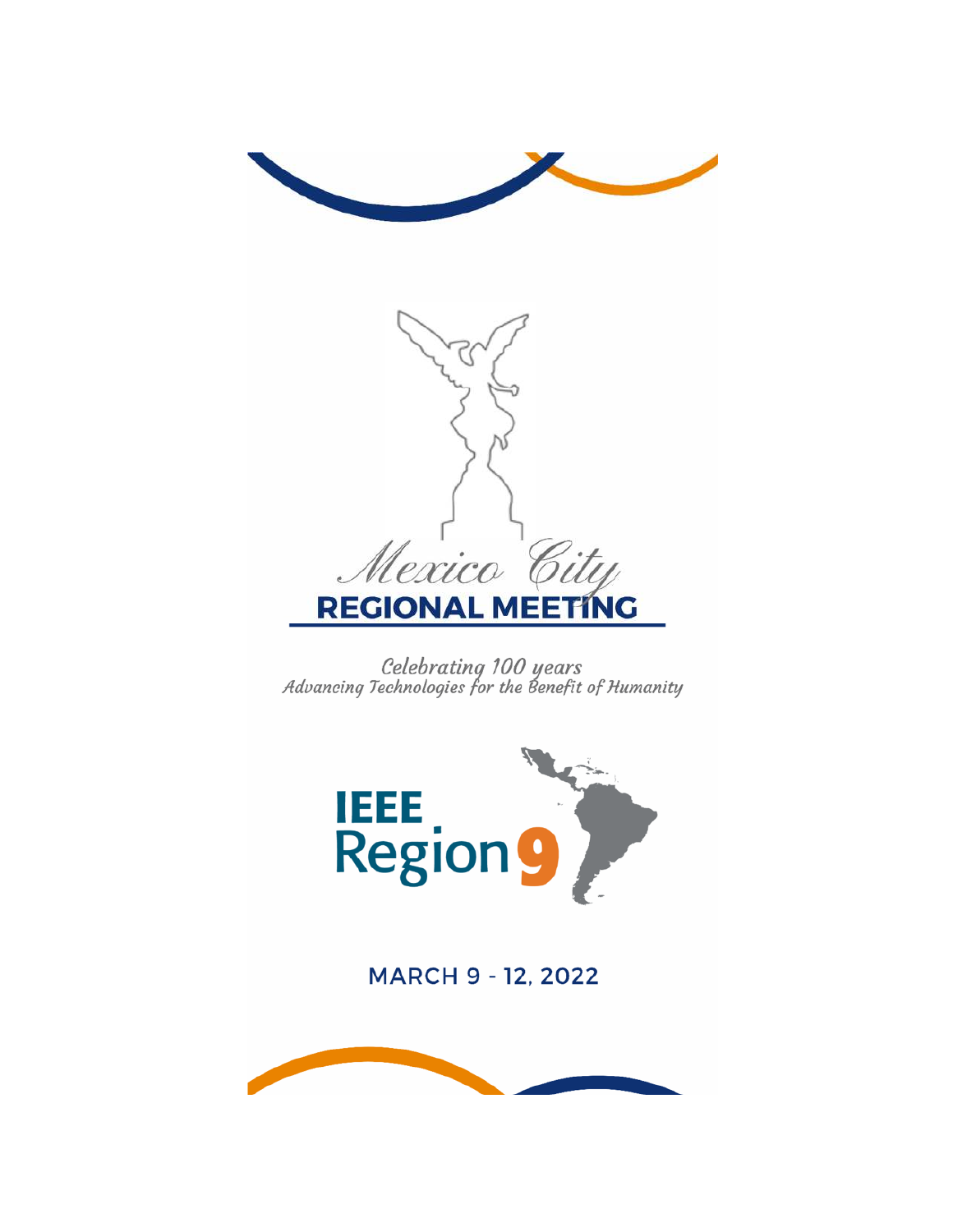# *Mexico City* REGIONAL MEETING

*Celebrating 100 years*
*Advancing Technologies for the Benefit of Humanity*

IEEE Region 9

MARCH 9 - 12, 2022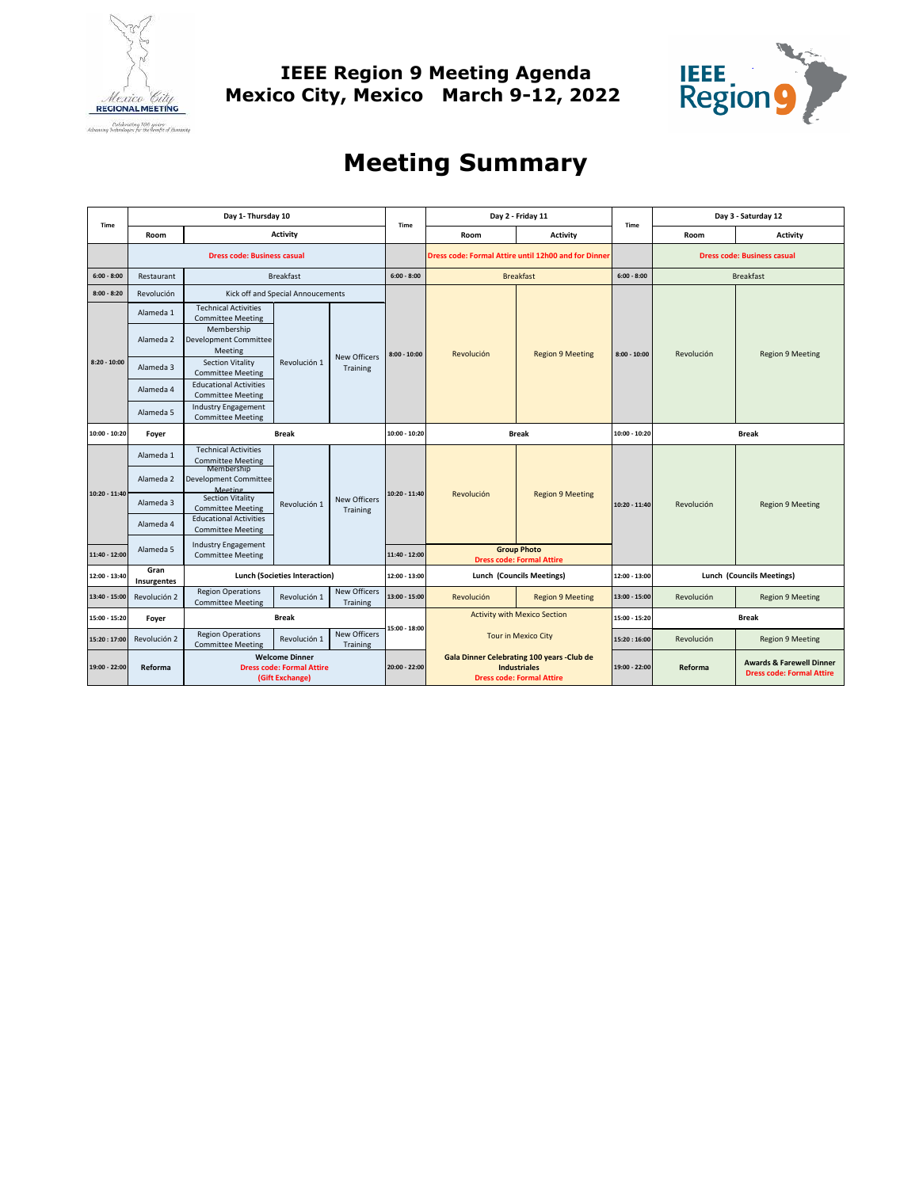# IEEE Region 9 Meeting Agenda
# Mexico City, Mexico March 9-12, 2022

## Meeting Summary

| Time | Day 1- Thursday 10 | | | | Time | Day 2 - Friday 11 | | Time | Day 3 - Saturday 12 | |
|---|---|---|---|---|---|---|---|---|---|---|
| | Room | Activity | | | | Room | Activity | | Room | Activity |
| | Dress code: Business casual | | | | | Dress code: Formal Attire until 12h00 and for Dinner | | | Dress code: Business casual | |
| 6:00 - 8:00 | Restaurant | Breakfast | | | 6:00 - 8:00 | Breakfast | | 6:00 - 8:00 | Breakfast | |
| 8:00 - 8:20 | Revolución | Kick off and Special Annoucements | | | 8:00 - 10:00 | Revolución | Region 9 Meeting | 8:00 - 10:00 | Revolución | Region 9 Meeting |
| 8:20 - 10:00 | Alameda 1 | Technical Activities Committee Meeting | Revolución 1 | New Officers Training | | | | | | |
| | Alameda 2 | Membership Development Committee Meeting | | | | | | | | |
| | Alameda 3 | Section Vitality Committee Meeting | | | | | | | | |
| | Alameda 4 | Educational Activities Committee Meeting | | | | | | | | |
| | Alameda 5 | Industry Engagement Committee Meeting | | | | | | | | |
| 10:00 - 10:20 | Foyer | Break | | | 10:00 - 10:20 | Break | | 10:00 - 10:20 | Break | |
| 10:20 - 11:40 | Alameda 1 | Technical Activities Committee Meeting | Revolución 1 | New Officers Training | 10:20 - 11:40 | Revolución | Region 9 Meeting | 10:20 - 11:40 | Revolución | Region 9 Meeting |
| | Alameda 2 | Membership Development Committee Meeting | | | | | | | | |
| | Alameda 3 | Section Vitality Committee Meeting | | | | | | | | |
| | Alameda 4 | Educational Activities Committee Meeting | | | | | | | | |
| 11:40 - 12:00 | Alameda 5 | Industry Engagement Committee Meeting | | | 11:40 - 12:00 | Group Photo<br>Dress code: Formal Attire | | | | |
| 12:00 - 13:40 | Gran Insurgentes | Lunch (Societies Interaction) | | | 12:00 - 13:00 | Lunch (Councils Meetings) | | 12:00 - 13:00 | Lunch (Councils Meetings) | |
| 13:40 - 15:00 | Revolución 2 | Region Operations Committee Meeting | Revolución 1 | New Officers Training | 13:00 - 15:00 | Revolución | Region 9 Meeting | 13:00 - 15:00 | Revolución | Region 9 Meeting |
| 15:00 - 15:20 | Foyer | Break | | | 15:00 - 18:00 | Activity with Mexico Section<br>Tour in Mexico City | | 15:00 - 15:20 | Break | |
| 15:20 : 17:00 | Revolución 2 | Region Operations Committee Meeting | Revolución 1 | New Officers Training | | | | 15:20 : 16:00 | Revolución | Region 9 Meeting |
| 19:00 - 22:00 | Reforma | Welcome Dinner<br>Dress code: Formal Attire<br>(Gift Exchange) | | | 20:00 - 22:00 | Gala Dinner Celebrating 100 years -Club de Industriales<br>Dress code: Formal Attire | | 19:00 - 22:00 | Reforma | Awards & Farewell Dinner<br>Dress code: Formal Attire |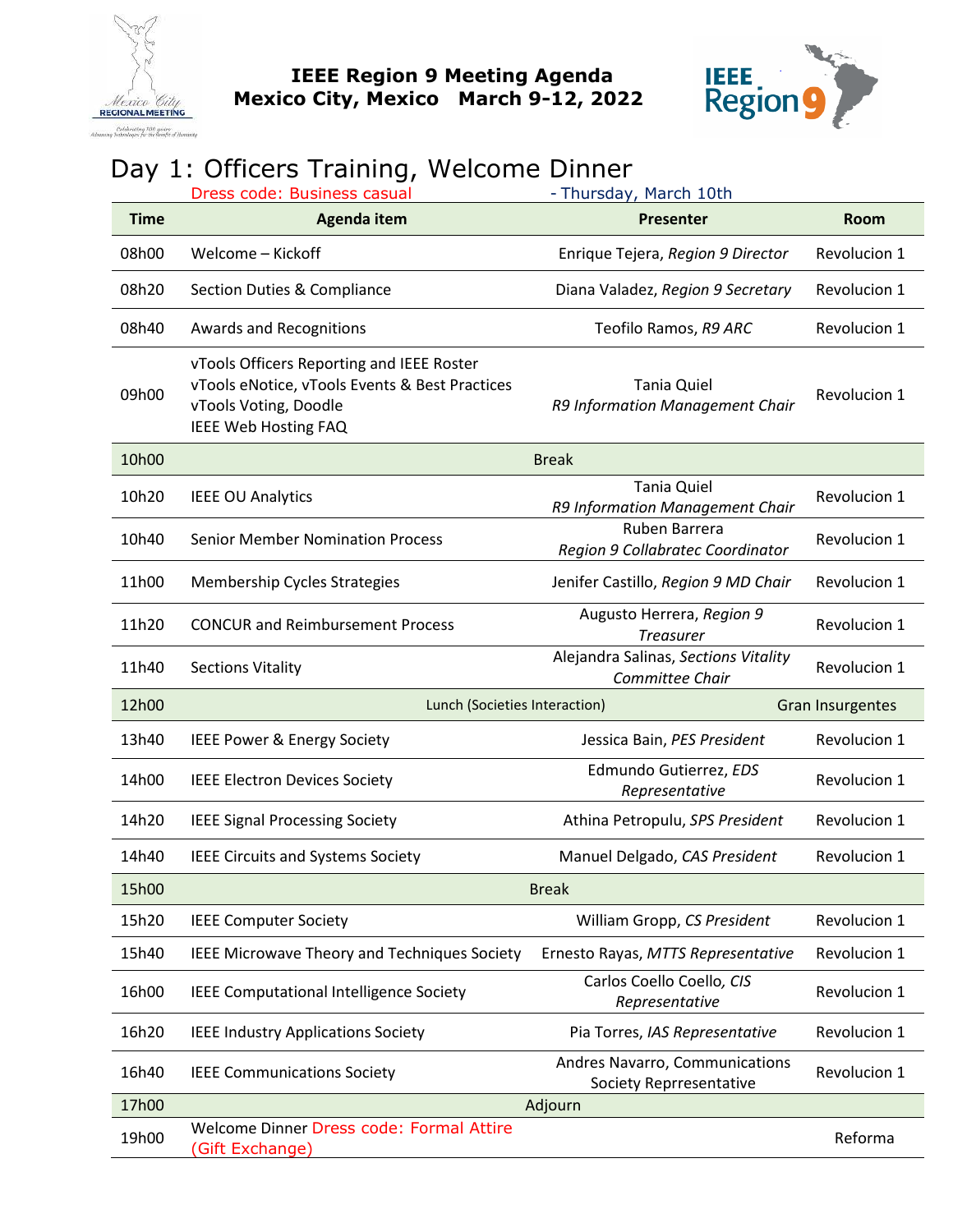**IEEE Region 9 Meeting Agenda**
**Mexico City, Mexico March 9-12, 2022**

# Day 1: Officers Training, Welcome Dinner

Dress code: Business casual - Thursday, March 10th

| Time | Agenda item | Presenter | Room |
|---|---|---|---|
| 08h00 | Welcome – Kickoff | Enrique Tejera, *Region 9 Director* | Revolucion 1 |
| 08h20 | Section Duties & Compliance | Diana Valadez, *Region 9 Secretary* | Revolucion 1 |
| 08h40 | Awards and Recognitions | Teofilo Ramos, *R9 ARC* | Revolucion 1 |
| 09h00 | vTools Officers Reporting and IEEE Roster<br>vTools eNotice, vTools Events & Best Practices<br>vTools Voting, Doodle<br>IEEE Web Hosting FAQ | Tania Quiel<br>*R9 Information Management Chair* | Revolucion 1 |
| 10h00 | Break | | |
| 10h20 | IEEE OU Analytics | Tania Quiel<br>*R9 Information Management Chair* | Revolucion 1 |
| 10h40 | Senior Member Nomination Process | Ruben Barrera<br>*Region 9 Collabratec Coordinator* | Revolucion 1 |
| 11h00 | Membership Cycles Strategies | Jenifer Castillo, *Region 9 MD Chair* | Revolucion 1 |
| 11h20 | CONCUR and Reimbursement Process | Augusto Herrera, *Region 9 Treasurer* | Revolucion 1 |
| 11h40 | Sections Vitality | Alejandra Salinas, *Sections Vitality Committee Chair* | Revolucion 1 |
| 12h00 | Lunch (Societies Interaction) | | Gran Insurgentes |
| 13h40 | IEEE Power & Energy Society | Jessica Bain, *PES President* | Revolucion 1 |
| 14h00 | IEEE Electron Devices Society | Edmundo Gutierrez, *EDS Representative* | Revolucion 1 |
| 14h20 | IEEE Signal Processing Society | Athina Petropulu, *SPS President* | Revolucion 1 |
| 14h40 | IEEE Circuits and Systems Society | Manuel Delgado, *CAS President* | Revolucion 1 |
| 15h00 | Break | | |
| 15h20 | IEEE Computer Society | William Gropp, *CS President* | Revolucion 1 |
| 15h40 | IEEE Microwave Theory and Techniques Society | Ernesto Rayas, *MTTS Representative* | Revolucion 1 |
| 16h00 | IEEE Computational Intelligence Society | Carlos Coello Coello*, CIS Representative* | Revolucion 1 |
| 16h20 | IEEE Industry Applications Society | Pia Torres, *IAS Representative* | Revolucion 1 |
| 16h40 | IEEE Communications Society | Andres Navarro, Communications Society Reprresentative | Revolucion 1 |
| 17h00 | Adjourn | | |
| 19h00 | Welcome Dinner Dress code: Formal Attire (Gift Exchange) | | Reforma |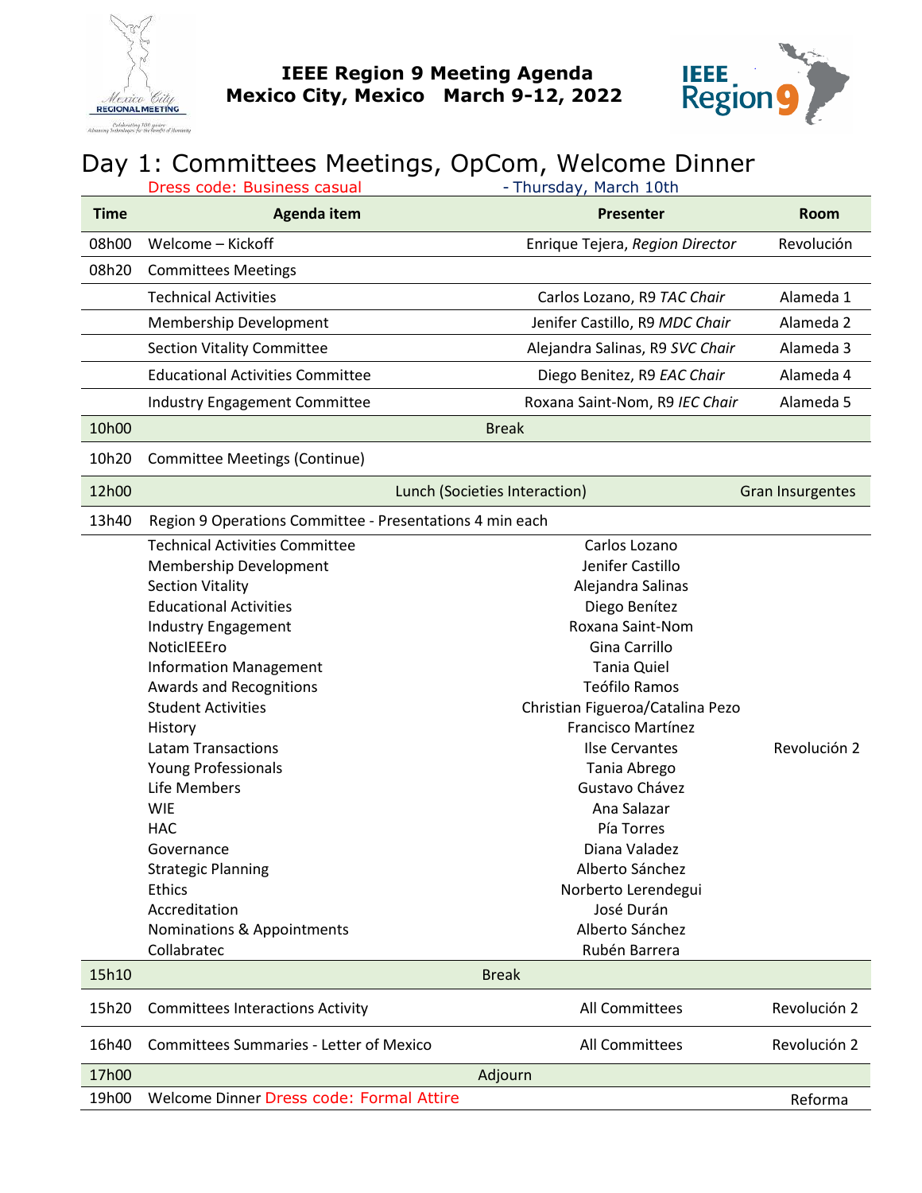# IEEE Region 9 Meeting Agenda
## Mexico City, Mexico March 9-12, 2022

## Day 1: Committees Meetings, OpCom, Welcome Dinner

Dress code: Business casual - Thursday, March 10th

| Time | Agenda item | Presenter | Room |
|---|---|---|---|
| 08h00 | Welcome – Kickoff | Enrique Tejera, *Region Director* | Revolución |
| 08h20 | Committees Meetings | | |
| | Technical Activities | Carlos Lozano, R9 *TAC Chair* | Alameda 1 |
| | Membership Development | Jenifer Castillo, R9 *MDC Chair* | Alameda 2 |
| | Section Vitality Committee | Alejandra Salinas, R9 *SVC Chair* | Alameda 3 |
| | Educational Activities Committee | Diego Benitez, R9 *EAC Chair* | Alameda 4 |
| | Industry Engagement Committee | Roxana Saint-Nom, R9 *IEC Chair* | Alameda 5 |
| 10h00 | Break | | |
| 10h20 | Committee Meetings (Continue) | | |
| 12h00 | Lunch (Societies Interaction) | | Gran Insurgentes |
| 13h40 | Region 9 Operations Committee - Presentations 4 min each | | |
| | Technical Activities Committee | Carlos Lozano | Revolución 2 |
| | Membership Development | Jenifer Castillo | |
| | Section Vitality | Alejandra Salinas | |
| | Educational Activities | Diego Benítez | |
| | Industry Engagement | Roxana Saint-Nom | |
| | NoticIEEEro | Gina Carrillo | |
| | Information Management | Tania Quiel | |
| | Awards and Recognitions | Teófilo Ramos | |
| | Student Activities | Christian Figueroa/Catalina Pezo | |
| | History | Francisco Martínez | |
| | Latam Transactions | Ilse Cervantes | |
| | Young Professionals | Tania Abrego | |
| | Life Members | Gustavo Chávez | |
| | WIE | Ana Salazar | |
| | HAC | Pía Torres | |
| | Governance | Diana Valadez | |
| | Strategic Planning | Alberto Sánchez | |
| | Ethics | Norberto Lerendegui | |
| | Accreditation | José Durán | |
| | Nominations & Appointments | Alberto Sánchez | |
| | Collabratec | Rubén Barrera | |
| 15h10 | Break | | |
| 15h20 | Committees Interactions Activity | All Committees | Revolución 2 |
| 16h40 | Committees Summaries - Letter of Mexico | All Committees | Revolución 2 |
| 17h00 | Adjourn | | |
| 19h00 | Welcome Dinner Dress code: Formal Attire | | Reforma |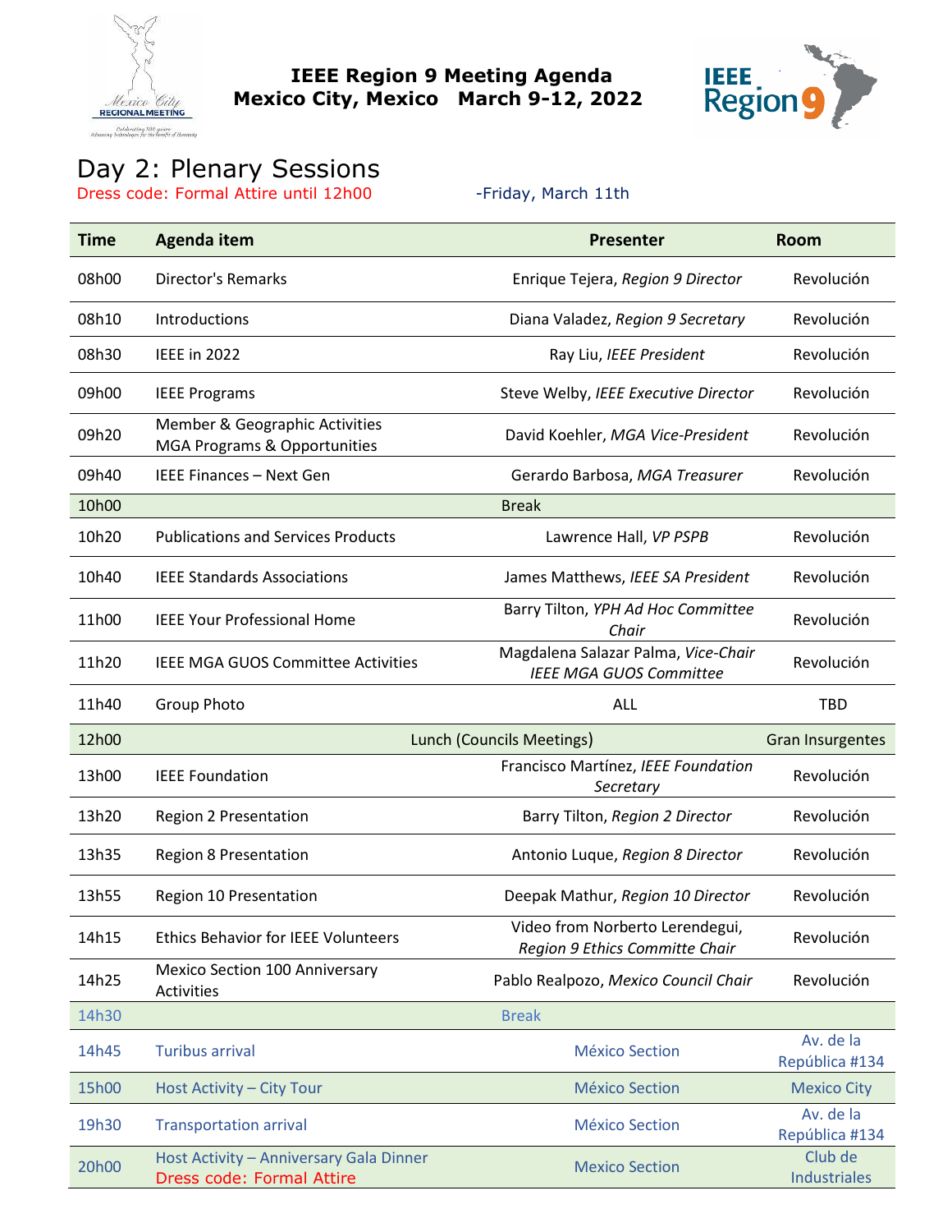**IEEE Region 9 Meeting Agenda**
**Mexico City, Mexico March 9-12, 2022**

# Day 2: Plenary Sessions

Dress code: Formal Attire until 12h00

-Friday, March 11th

| Time | Agenda item | Presenter | Room |
|---|---|---|---|
| 08h00 | Director's Remarks | Enrique Tejera, *Region 9 Director* | Revolución |
| 08h10 | Introductions | Diana Valadez, *Region 9 Secretary* | Revolución |
| 08h30 | IEEE in 2022 | Ray Liu, *IEEE President* | Revolución |
| 09h00 | IEEE Programs | Steve Welby, *IEEE Executive Director* | Revolución |
| 09h20 | Member & Geographic Activities MGA Programs & Opportunities | David Koehler, *MGA Vice-President* | Revolución |
| 09h40 | IEEE Finances – Next Gen | Gerardo Barbosa, *MGA Treasurer* | Revolución |
| 10h00 | | Break | |
| 10h20 | Publications and Services Products | Lawrence Hall, *VP PSPB* | Revolución |
| 10h40 | IEEE Standards Associations | James Matthews, *IEEE SA President* | Revolución |
| 11h00 | IEEE Your Professional Home | Barry Tilton, *YPH Ad Hoc Committee Chair* | Revolución |
| 11h20 | IEEE MGA GUOS Committee Activities | Magdalena Salazar Palma, *Vice-Chair IEEE MGA GUOS Committee* | Revolución |
| 11h40 | Group Photo | ALL | TBD |
| 12h00 | | Lunch (Councils Meetings) | Gran Insurgentes |
| 13h00 | IEEE Foundation | Francisco Martínez, *IEEE Foundation Secretary* | Revolución |
| 13h20 | Region 2 Presentation | Barry Tilton, *Region 2 Director* | Revolución |
| 13h35 | Region 8 Presentation | Antonio Luque, *Region 8 Director* | Revolución |
| 13h55 | Region 10 Presentation | Deepak Mathur, *Region 10 Director* | Revolución |
| 14h15 | Ethics Behavior for IEEE Volunteers | Video from Norberto Lerendegui, *Region 9 Ethics Committe Chair* | Revolución |
| 14h25 | Mexico Section 100 Anniversary Activities | Pablo Realpozo, *Mexico Council Chair* | Revolución |
| 14h30 | | Break | |
| 14h45 | Turibus arrival | México Section | Av. de la República #134 |
| 15h00 | Host Activity – City Tour | México Section | Mexico City |
| 19h30 | Transportation arrival | México Section | Av. de la República #134 |
| 20h00 | Host Activity – Anniversary Gala Dinner<br>Dress code: Formal Attire | Mexico Section | Club de Industriales |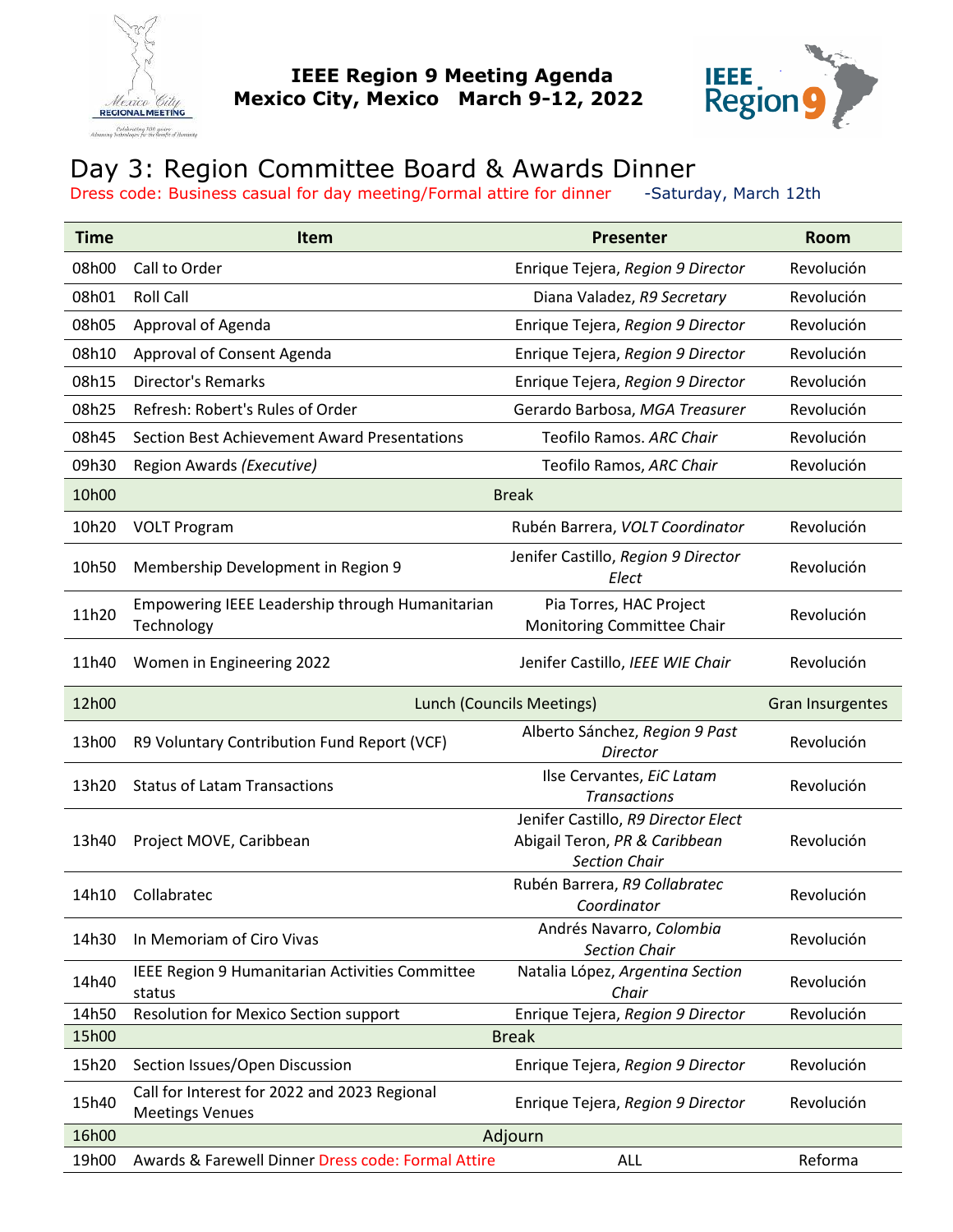**IEEE Region 9 Meeting Agenda**
**Mexico City, Mexico March 9-12, 2022**

# Day 3: Region Committee Board & Awards Dinner

Dress code: Business casual for day meeting/Formal attire for dinner -Saturday, March 12th

| Time | Item | Presenter | Room |
|---|---|---|---|
| 08h00 | Call to Order | Enrique Tejera, *Region 9 Director* | Revolución |
| 08h01 | Roll Call | Diana Valadez, *R9 Secretary* | Revolución |
| 08h05 | Approval of Agenda | Enrique Tejera, *Region 9 Director* | Revolución |
| 08h10 | Approval of Consent Agenda | Enrique Tejera, *Region 9 Director* | Revolución |
| 08h15 | Director's Remarks | Enrique Tejera, *Region 9 Director* | Revolución |
| 08h25 | Refresh: Robert's Rules of Order | Gerardo Barbosa, *MGA Treasurer* | Revolución |
| 08h45 | Section Best Achievement Award Presentations | Teofilo Ramos. *ARC Chair* | Revolución |
| 09h30 | Region Awards *(Executive)* | Teofilo Ramos, *ARC Chair* | Revolución |
| 10h00 | Break | | |
| 10h20 | VOLT Program | Rubén Barrera, *VOLT Coordinator* | Revolución |
| 10h50 | Membership Development in Region 9 | Jenifer Castillo, *Region 9 Director Elect* | Revolución |
| 11h20 | Empowering IEEE Leadership through Humanitarian Technology | Pia Torres, HAC Project Monitoring Committee Chair | Revolución |
| 11h40 | Women in Engineering 2022 | Jenifer Castillo, *IEEE WIE Chair* | Revolución |
| 12h00 | Lunch (Councils Meetings) | | Gran Insurgentes |
| 13h00 | R9 Voluntary Contribution Fund Report (VCF) | Alberto Sánchez, *Region 9 Past Director* | Revolución |
| 13h20 | Status of Latam Transactions | Ilse Cervantes, *EiC Latam Transactions* | Revolución |
| 13h40 | Project MOVE, Caribbean | Jenifer Castillo, *R9 Director Elect*<br>Abigail Teron, *PR & Caribbean Section Chair* | Revolución |
| 14h10 | Collabratec | Rubén Barrera, *R9 Collabratec Coordinator* | Revolución |
| 14h30 | In Memoriam of Ciro Vivas | Andrés Navarro, *Colombia Section Chair* | Revolución |
| 14h40 | IEEE Region 9 Humanitarian Activities Committee status | Natalia López, *Argentina Section Chair* | Revolución |
| 14h50 | Resolution for Mexico Section support | Enrique Tejera, *Region 9 Director* | Revolución |
| 15h00 | Break | | |
| 15h20 | Section Issues/Open Discussion | Enrique Tejera, *Region 9 Director* | Revolución |
| 15h40 | Call for Interest for 2022 and 2023 Regional Meetings Venues | Enrique Tejera, *Region 9 Director* | Revolución |
| 16h00 | Adjourn | | |
| 19h00 | Awards & Farewell Dinner Dress code: Formal Attire | ALL | Reforma |